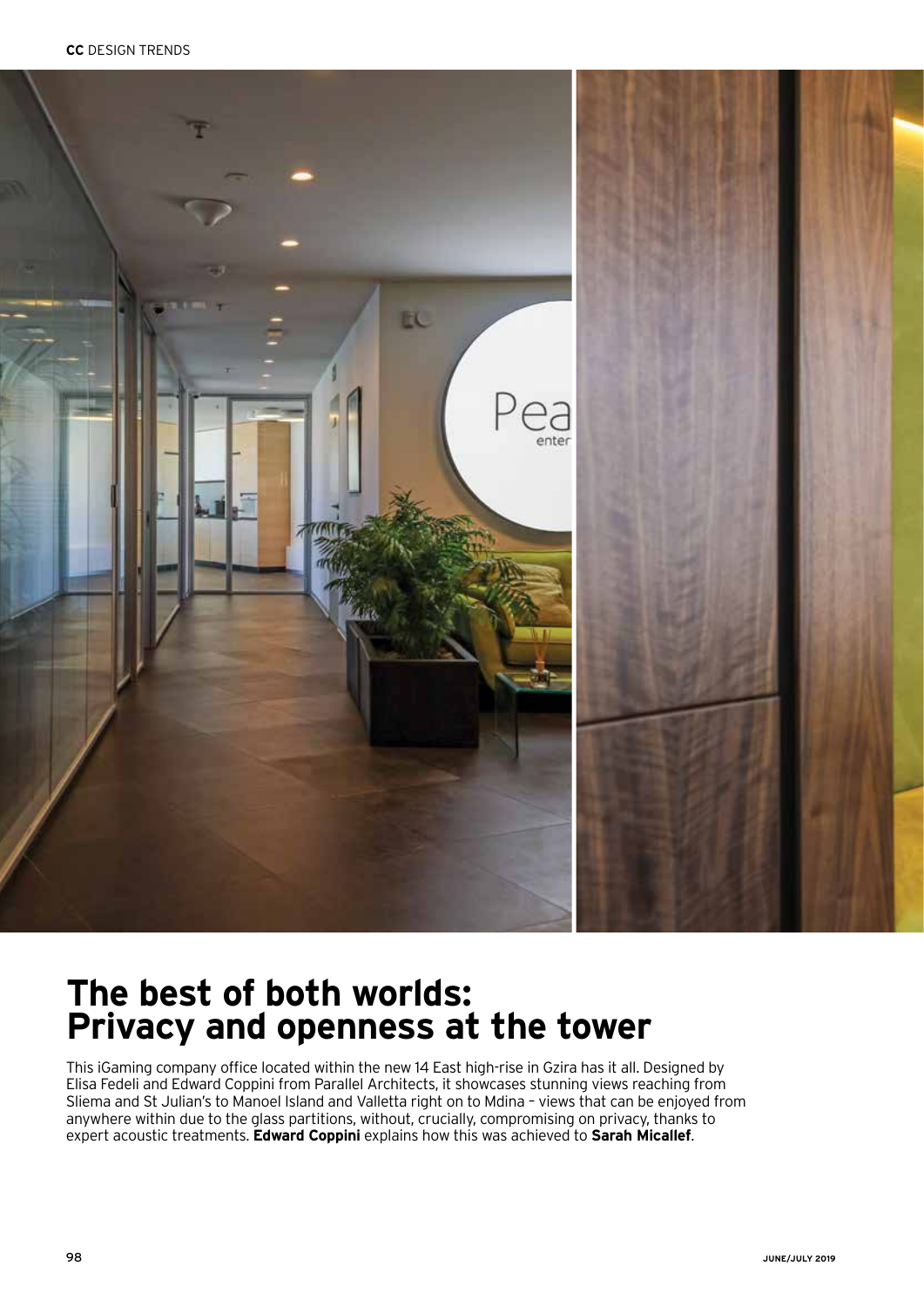# The best of both worlds: Privacy and openness at the tower

This iGaming company office located within the new 14 East high-rise in Gzira has it all. Designed by Elisa Fedeli and Edward Coppini from Parallel Architects, it showcases stunning views reaching from Sliema and St Julian's to Manoel Island and Valletta right on to Mdina – views that can be enjoyed from anywhere within due to the glass partitions, without, crucially, compromising on privacy, thanks to expert acoustic treatments. **Edward Coppini** explains how this was achieved to **Sarah Micallef**.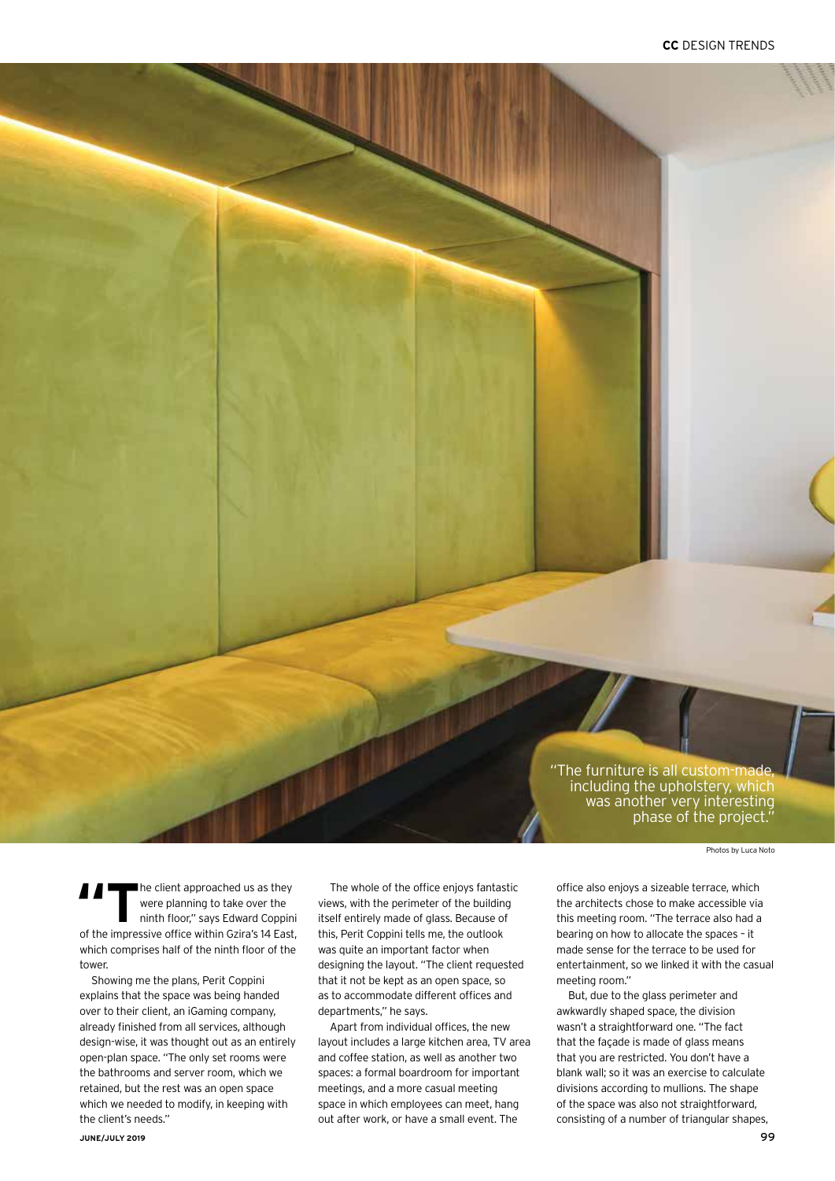"The furniture is all custom-made, including the upholstery, which was another very interesting phase of the project."

Photos by Luca Noto

"The client approached us as they were planning to take over the ninth floor," says Edward Coppini of the impressive office within Gzira's 14 East, which comprises half of the ninth floor of the tower.

Showing me the plans, Perit Coppini explains that the space was being handed over to their client, an iGaming company, already finished from all services, although design-wise, it was thought out as an entirely open-plan space. "The only set rooms were the bathrooms and server room, which we retained, but the rest was an open space which we needed to modify, in keeping with the client's needs."

The whole of the office enjoys fantastic views, with the perimeter of the building itself entirely made of glass. Because of this, Perit Coppini tells me, the outlook was quite an important factor when designing the layout. "The client requested that it not be kept as an open space, so as to accommodate different offices and departments," he says.

Apart from individual offices, the new layout includes a large kitchen area, TV area and coffee station, as well as another two spaces: a formal boardroom for important meetings, and a more casual meeting space in which employees can meet, hang out after work, or have a small event. The office also enjoys a sizeable terrace, which the architects chose to make accessible via this meeting room. "The terrace also had a bearing on how to allocate the spaces – it made sense for the terrace to be used for entertainment, so we linked it with the casual meeting room."

But, due to the glass perimeter and awkwardly shaped space, the division wasn't a straightforward one. "The fact that the façade is made of glass means that you are restricted. You don't have a blank wall; so it was an exercise to calculate divisions according to mullions. The shape of the space was also not straightforward, consisting of a number of triangular shapes,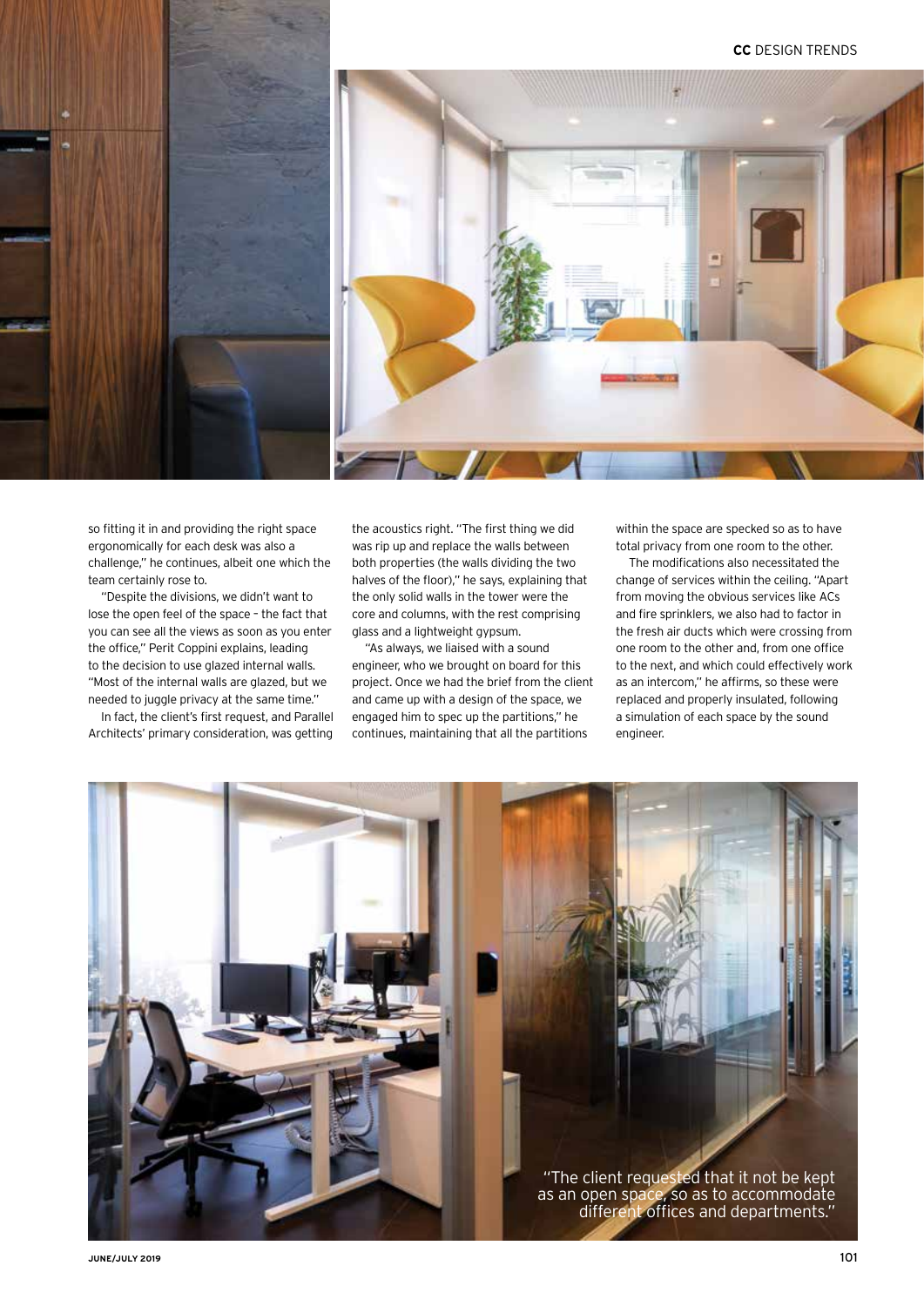so fitting it in and providing the right space ergonomically for each desk was also a challenge," he continues, albeit one which the team certainly rose to.

"Despite the divisions, we didn't want to lose the open feel of the space – the fact that you can see all the views as soon as you enter the office," Perit Coppini explains, leading to the decision to use glazed internal walls. "Most of the internal walls are glazed, but we needed to juggle privacy at the same time."

In fact, the client's first request, and Parallel Architects' primary consideration, was getting the acoustics right. "The first thing we did was rip up and replace the walls between both properties (the walls dividing the two halves of the floor)," he says, explaining that the only solid walls in the tower were the core and columns, with the rest comprising glass and a lightweight gypsum.

"As always, we liaised with a sound engineer, who we brought on board for this project. Once we had the brief from the client and came up with a design of the space, we engaged him to spec up the partitions," he continues, maintaining that all the partitions within the space are specced so as to have total privacy from one room to the other.

The modifications also necessitated the change of services within the ceiling. "Apart from moving the obvious services like ACs and fire sprinklers, we also had to factor in the fresh air ducts which were crossing from one room to the other and, from one office to the next, and which could effectively work as an intercom," he affirms, so these were replaced and properly insulated, following a simulation of each space by the sound engineer.

"The client requested that it not be kept as an open space, so as to accommodate different offices and departments."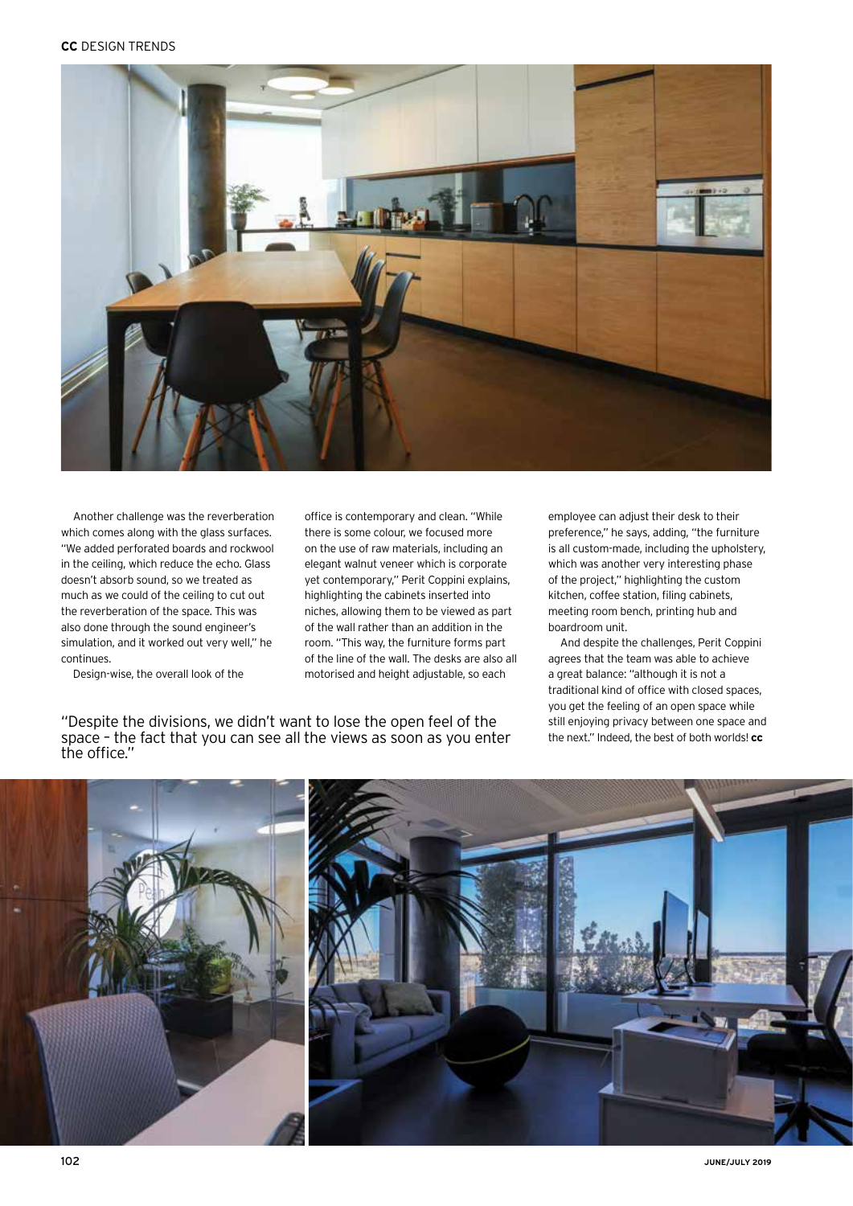Another challenge was the reverberation which comes along with the glass surfaces. "We added perforated boards and rockwool in the ceiling, which reduce the echo. Glass doesn't absorb sound, so we treated as much as we could of the ceiling to cut out the reverberation of the space. This was also done through the sound engineer's simulation, and it worked out very well," he continues.

Design-wise, the overall look of the office is contemporary and clean. "While there is some colour, we focused more on the use of raw materials, including an elegant walnut veneer which is corporate yet contemporary," Perit Coppini explains, highlighting the cabinets inserted into niches, allowing them to be viewed as part of the wall rather than an addition in the room. "This way, the furniture forms part of the line of the wall. The desks are also all motorised and height adjustable, so each employee can adjust their desk to their preference," he says, adding, "the furniture is all custom-made, including the upholstery, which was another very interesting phase of the project," highlighting the custom kitchen, coffee station, filing cabinets, meeting room bench, printing hub and boardroom unit.

And despite the challenges, Perit Coppini agrees that the team was able to achieve a great balance: "although it is not a traditional kind of office with closed spaces, you get the feeling of an open space while still enjoying privacy between one space and the next." Indeed, the best of both worlds! **cc**

> "Despite the divisions, we didn't want to lose the open feel of the space – the fact that you can see all the views as soon as you enter the office."